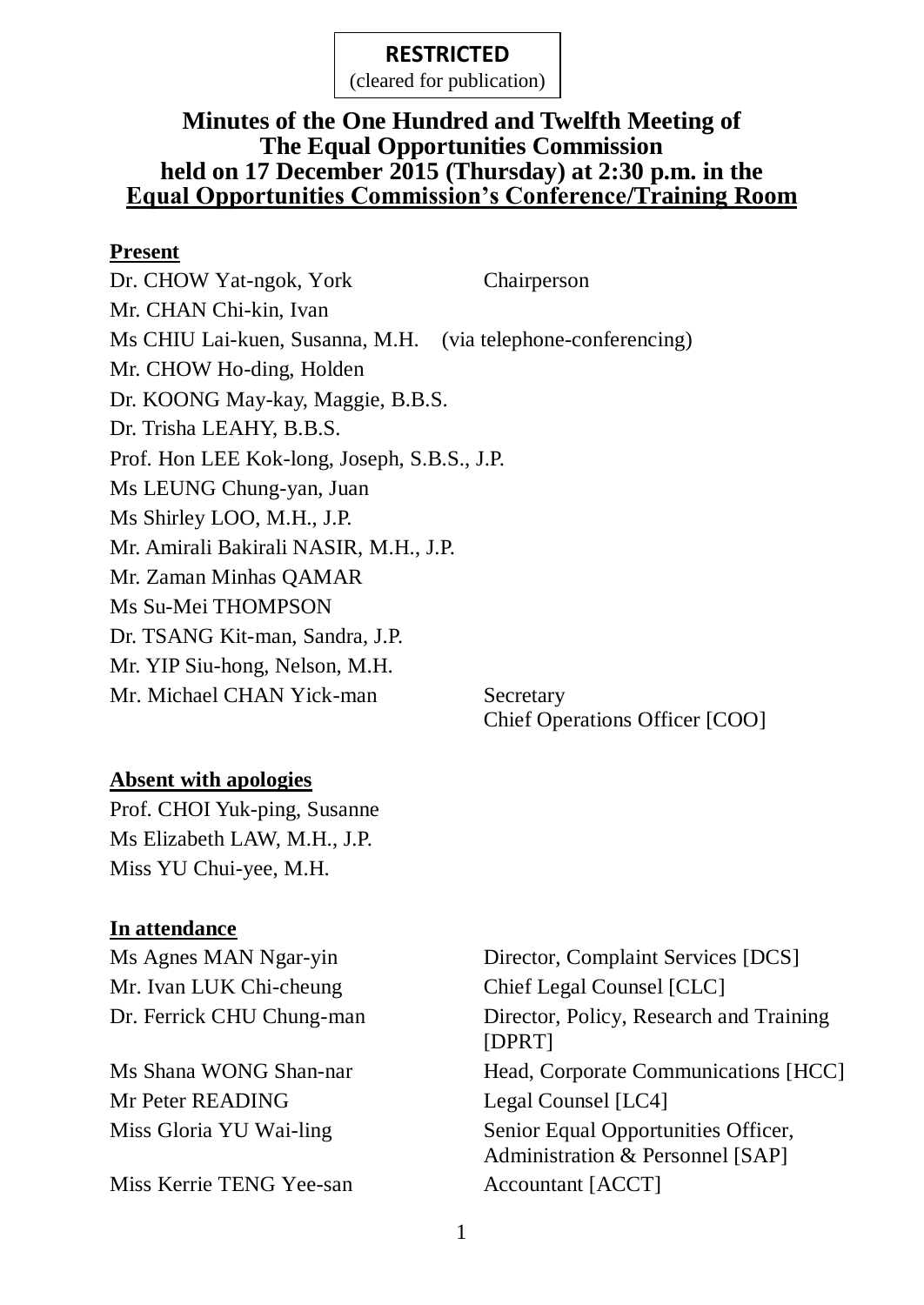**RESTRICTED**
(cleared for publication)

# Minutes of the One Hundred and Twelfth Meeting of The Equal Opportunities Commission held on 17 December 2015 (Thursday) at 2:30 p.m. in the Equal Opportunities Commission's Conference/Training Room

## Present

| | |
|---|---|
| Dr. CHOW Yat-ngok, York | Chairperson |
| Mr. CHAN Chi-kin, Ivan | |
| Ms CHIU Lai-kuen, Susanna, M.H. | (via telephone-conferencing) |
| Mr. CHOW Ho-ding, Holden | |
| Dr. KOONG May-kay, Maggie, B.B.S. | |
| Dr. Trisha LEAHY, B.B.S. | |
| Prof. Hon LEE Kok-long, Joseph, S.B.S., J.P. | |
| Ms LEUNG Chung-yan, Juan | |
| Ms Shirley LOO, M.H., J.P. | |
| Mr. Amirali Bakirali NASIR, M.H., J.P. | |
| Mr. Zaman Minhas QAMAR | |
| Ms Su-Mei THOMPSON | |
| Dr. TSANG Kit-man, Sandra, J.P. | |
| Mr. YIP Siu-hong, Nelson, M.H. | |
| Mr. Michael CHAN Yick-man | Secretary<br>Chief Operations Officer [COO] |

## Absent with apologies

Prof. CHOI Yuk-ping, Susanne
Ms Elizabeth LAW, M.H., J.P.
Miss YU Chui-yee, M.H.

## In attendance

| | |
|---|---|
| Ms Agnes MAN Ngar-yin | Director, Complaint Services [DCS] |
| Mr. Ivan LUK Chi-cheung | Chief Legal Counsel [CLC] |
| Dr. Ferrick CHU Chung-man | Director, Policy, Research and Training [DPRT] |
| Ms Shana WONG Shan-nar | Head, Corporate Communications [HCC] |
| Mr Peter READING | Legal Counsel [LC4] |
| Miss Gloria YU Wai-ling | Senior Equal Opportunities Officer, Administration & Personnel [SAP] |
| Miss Kerrie TENG Yee-san | Accountant [ACCT] |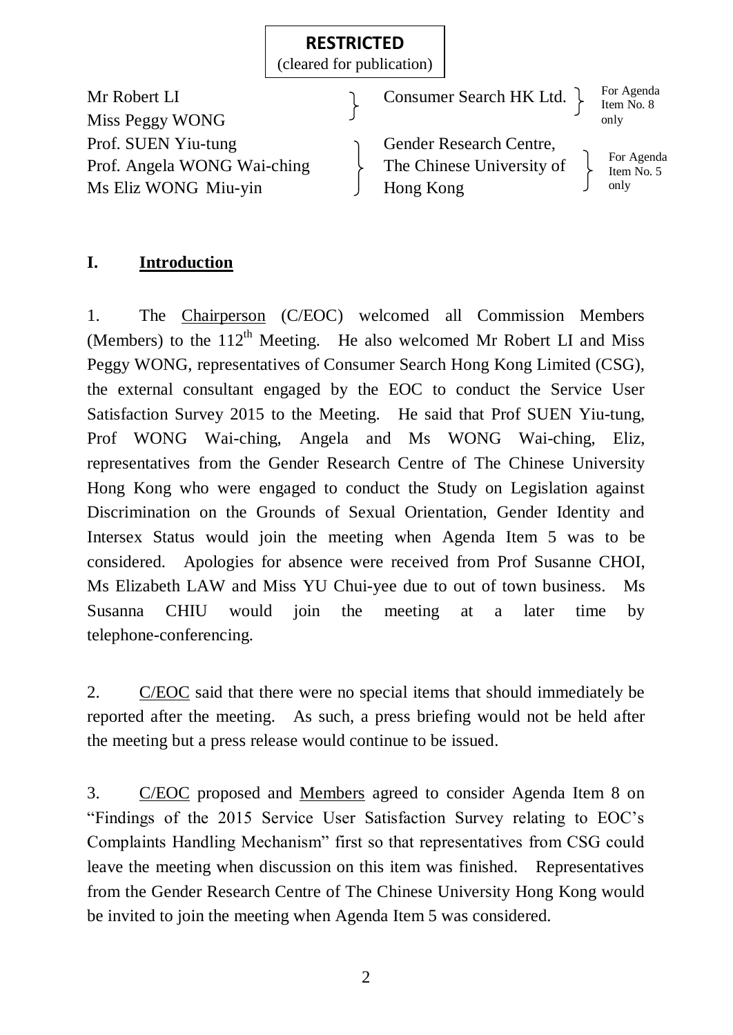**RESTRICTED**
(cleared for publication)

| | | |
|---|---|---|
| Mr Robert LI<br>Miss Peggy WONG | Consumer Search HK Ltd. | For Agenda Item No. 8 only |
| Prof. SUEN Yiu-tung<br>Prof. Angela WONG Wai-ching<br>Ms Eliz WONG Miu-yin | Gender Research Centre, The Chinese University of Hong Kong | For Agenda Item No. 5 only |

## I. Introduction

1. The Chairperson (C/EOC) welcomed all Commission Members (Members) to the 112th Meeting. He also welcomed Mr Robert LI and Miss Peggy WONG, representatives of Consumer Search Hong Kong Limited (CSG), the external consultant engaged by the EOC to conduct the Service User Satisfaction Survey 2015 to the Meeting. He said that Prof SUEN Yiu-tung, Prof WONG Wai-ching, Angela and Ms WONG Wai-ching, Eliz, representatives from the Gender Research Centre of The Chinese University Hong Kong who were engaged to conduct the Study on Legislation against Discrimination on the Grounds of Sexual Orientation, Gender Identity and Intersex Status would join the meeting when Agenda Item 5 was to be considered. Apologies for absence were received from Prof Susanne CHOI, Ms Elizabeth LAW and Miss YU Chui-yee due to out of town business. Ms Susanna CHIU would join the meeting at a later time by telephone-conferencing.

2. C/EOC said that there were no special items that should immediately be reported after the meeting. As such, a press briefing would not be held after the meeting but a press release would continue to be issued.

3. C/EOC proposed and Members agreed to consider Agenda Item 8 on "Findings of the 2015 Service User Satisfaction Survey relating to EOC's Complaints Handling Mechanism" first so that representatives from CSG could leave the meeting when discussion on this item was finished. Representatives from the Gender Research Centre of The Chinese University Hong Kong would be invited to join the meeting when Agenda Item 5 was considered.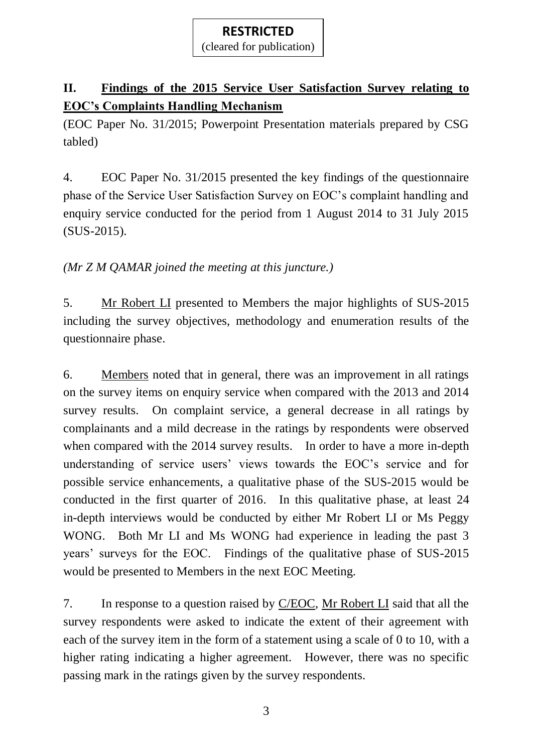**RESTRICTED**
(cleared for publication)

## II. <u>Findings of the 2015 Service User Satisfaction Survey relating to EOC's Complaints Handling Mechanism</u>

(EOC Paper No. 31/2015; Powerpoint Presentation materials prepared by CSG tabled)

4. EOC Paper No. 31/2015 presented the key findings of the questionnaire phase of the Service User Satisfaction Survey on EOC's complaint handling and enquiry service conducted for the period from 1 August 2014 to 31 July 2015 (SUS-2015).

*(Mr Z M QAMAR joined the meeting at this juncture.)*

5. <u>Mr Robert LI</u> presented to Members the major highlights of SUS-2015 including the survey objectives, methodology and enumeration results of the questionnaire phase.

6. <u>Members</u> noted that in general, there was an improvement in all ratings on the survey items on enquiry service when compared with the 2013 and 2014 survey results. On complaint service, a general decrease in all ratings by complainants and a mild decrease in the ratings by respondents were observed when compared with the 2014 survey results. In order to have a more in-depth understanding of service users' views towards the EOC's service and for possible service enhancements, a qualitative phase of the SUS-2015 would be conducted in the first quarter of 2016. In this qualitative phase, at least 24 in-depth interviews would be conducted by either Mr Robert LI or Ms Peggy WONG. Both Mr LI and Ms WONG had experience in leading the past 3 years' surveys for the EOC. Findings of the qualitative phase of SUS-2015 would be presented to Members in the next EOC Meeting.

7. In response to a question raised by <u>C/EOC</u>, <u>Mr Robert LI</u> said that all the survey respondents were asked to indicate the extent of their agreement with each of the survey item in the form of a statement using a scale of 0 to 10, with a higher rating indicating a higher agreement. However, there was no specific passing mark in the ratings given by the survey respondents.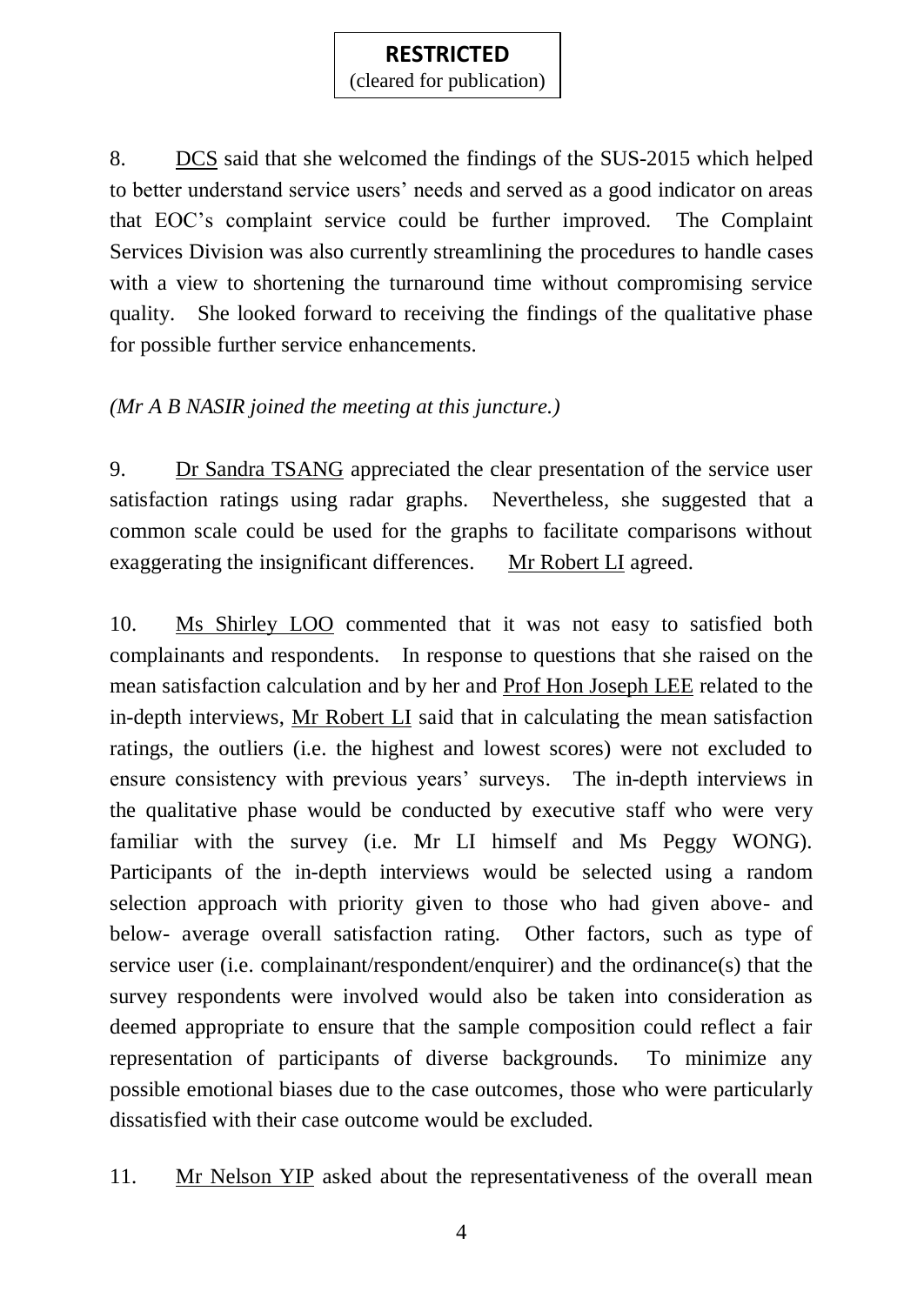**RESTRICTED**
(cleared for publication)

8. DCS said that she welcomed the findings of the SUS-2015 which helped to better understand service users' needs and served as a good indicator on areas that EOC's complaint service could be further improved. The Complaint Services Division was also currently streamlining the procedures to handle cases with a view to shortening the turnaround time without compromising service quality. She looked forward to receiving the findings of the qualitative phase for possible further service enhancements.

*(Mr A B NASIR joined the meeting at this juncture.)*

9. Dr Sandra TSANG appreciated the clear presentation of the service user satisfaction ratings using radar graphs. Nevertheless, she suggested that a common scale could be used for the graphs to facilitate comparisons without exaggerating the insignificant differences. Mr Robert LI agreed.

10. Ms Shirley LOO commented that it was not easy to satisfied both complainants and respondents. In response to questions that she raised on the mean satisfaction calculation and by her and Prof Hon Joseph LEE related to the in-depth interviews, Mr Robert LI said that in calculating the mean satisfaction ratings, the outliers (i.e. the highest and lowest scores) were not excluded to ensure consistency with previous years' surveys. The in-depth interviews in the qualitative phase would be conducted by executive staff who were very familiar with the survey (i.e. Mr LI himself and Ms Peggy WONG). Participants of the in-depth interviews would be selected using a random selection approach with priority given to those who had given above- and below- average overall satisfaction rating. Other factors, such as type of service user (i.e. complainant/respondent/enquirer) and the ordinance(s) that the survey respondents were involved would also be taken into consideration as deemed appropriate to ensure that the sample composition could reflect a fair representation of participants of diverse backgrounds. To minimize any possible emotional biases due to the case outcomes, those who were particularly dissatisfied with their case outcome would be excluded.

11. Mr Nelson YIP asked about the representativeness of the overall mean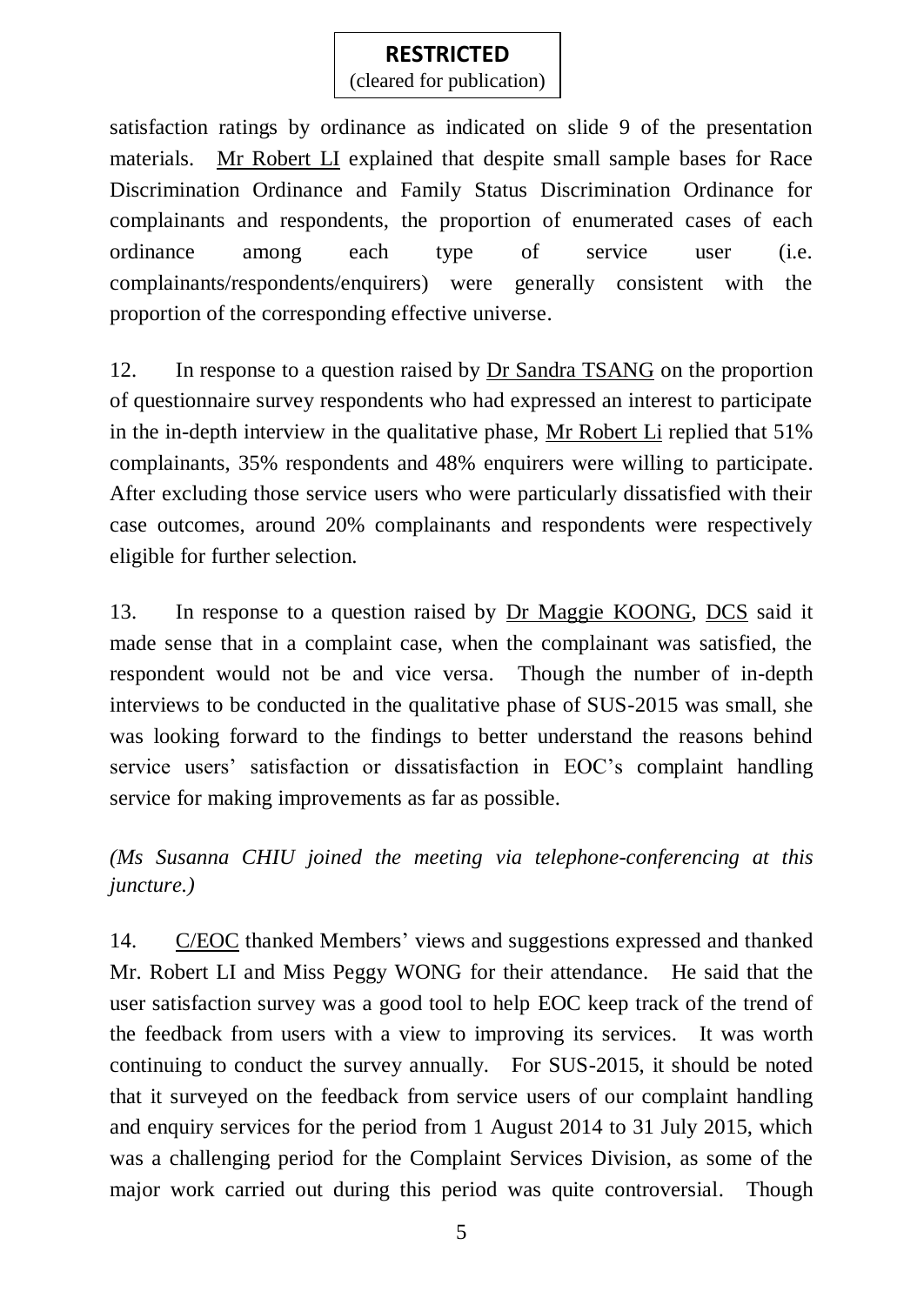**RESTRICTED**
(cleared for publication)

satisfaction ratings by ordinance as indicated on slide 9 of the presentation materials. Mr Robert LI explained that despite small sample bases for Race Discrimination Ordinance and Family Status Discrimination Ordinance for complainants and respondents, the proportion of enumerated cases of each ordinance among each type of service user (i.e. complainants/respondents/enquirers) were generally consistent with the proportion of the corresponding effective universe.

12. In response to a question raised by Dr Sandra TSANG on the proportion of questionnaire survey respondents who had expressed an interest to participate in the in-depth interview in the qualitative phase, Mr Robert Li replied that 51% complainants, 35% respondents and 48% enquirers were willing to participate. After excluding those service users who were particularly dissatisfied with their case outcomes, around 20% complainants and respondents were respectively eligible for further selection.

13. In response to a question raised by Dr Maggie KOONG, DCS said it made sense that in a complaint case, when the complainant was satisfied, the respondent would not be and vice versa. Though the number of in-depth interviews to be conducted in the qualitative phase of SUS-2015 was small, she was looking forward to the findings to better understand the reasons behind service users' satisfaction or dissatisfaction in EOC's complaint handling service for making improvements as far as possible.

*(Ms Susanna CHIU joined the meeting via telephone-conferencing at this juncture.)*

14. C/EOC thanked Members' views and suggestions expressed and thanked Mr. Robert LI and Miss Peggy WONG for their attendance. He said that the user satisfaction survey was a good tool to help EOC keep track of the trend of the feedback from users with a view to improving its services. It was worth continuing to conduct the survey annually. For SUS-2015, it should be noted that it surveyed on the feedback from service users of our complaint handling and enquiry services for the period from 1 August 2014 to 31 July 2015, which was a challenging period for the Complaint Services Division, as some of the major work carried out during this period was quite controversial. Though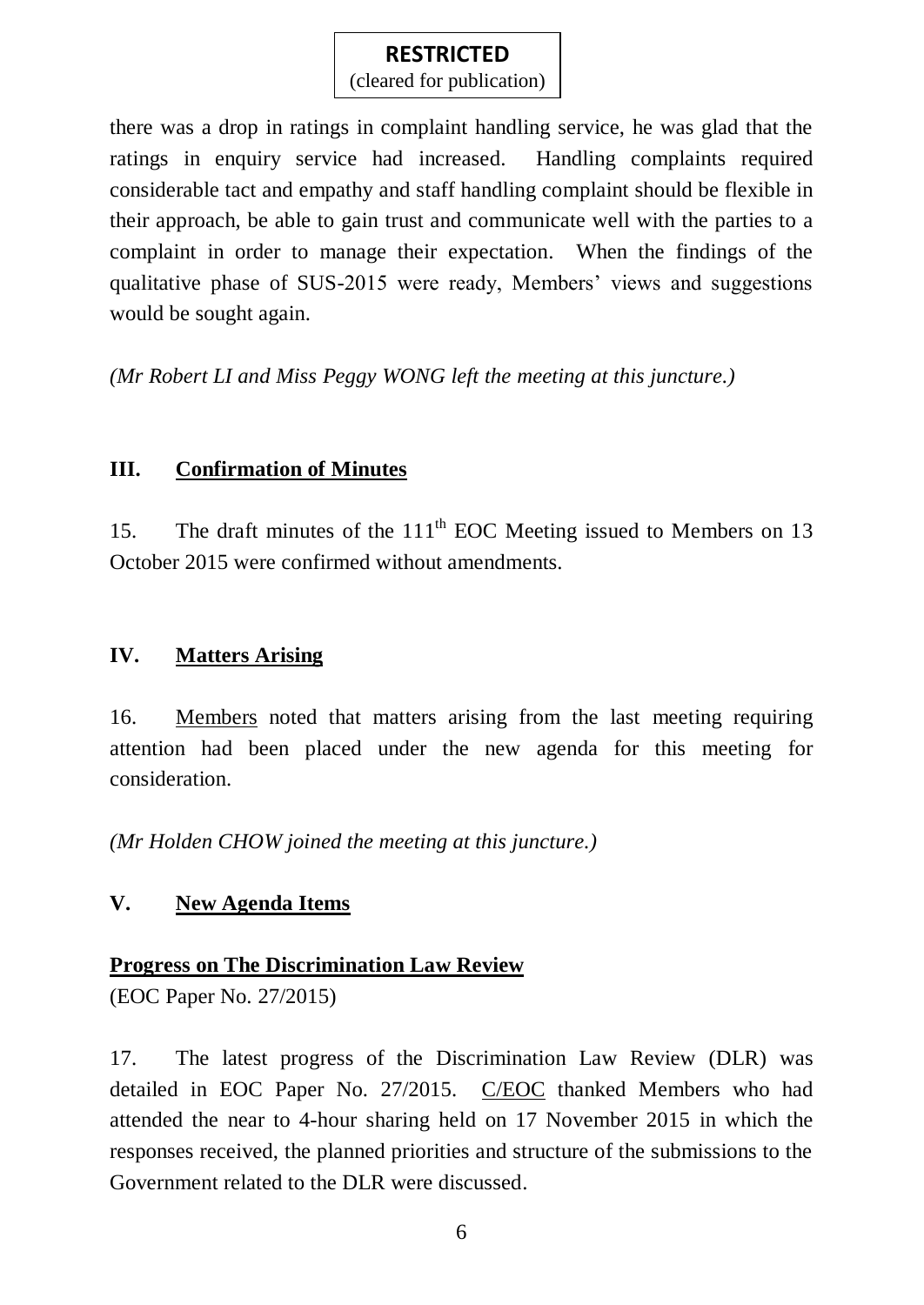there was a drop in ratings in complaint handling service, he was glad that the ratings in enquiry service had increased. Handling complaints required considerable tact and empathy and staff handling complaint should be flexible in their approach, be able to gain trust and communicate well with the parties to a complaint in order to manage their expectation. When the findings of the qualitative phase of SUS-2015 were ready, Members' views and suggestions would be sought again.

*(Mr Robert LI and Miss Peggy WONG left the meeting at this juncture.)*

## III. Confirmation of Minutes

15. The draft minutes of the 111th EOC Meeting issued to Members on 13 October 2015 were confirmed without amendments.

## IV. Matters Arising

16. Members noted that matters arising from the last meeting requiring attention had been placed under the new agenda for this meeting for consideration.

*(Mr Holden CHOW joined the meeting at this juncture.)*

## V. New Agenda Items

### Progress on The Discrimination Law Review

(EOC Paper No. 27/2015)

17. The latest progress of the Discrimination Law Review (DLR) was detailed in EOC Paper No. 27/2015. C/EOC thanked Members who had attended the near to 4-hour sharing held on 17 November 2015 in which the responses received, the planned priorities and structure of the submissions to the Government related to the DLR were discussed.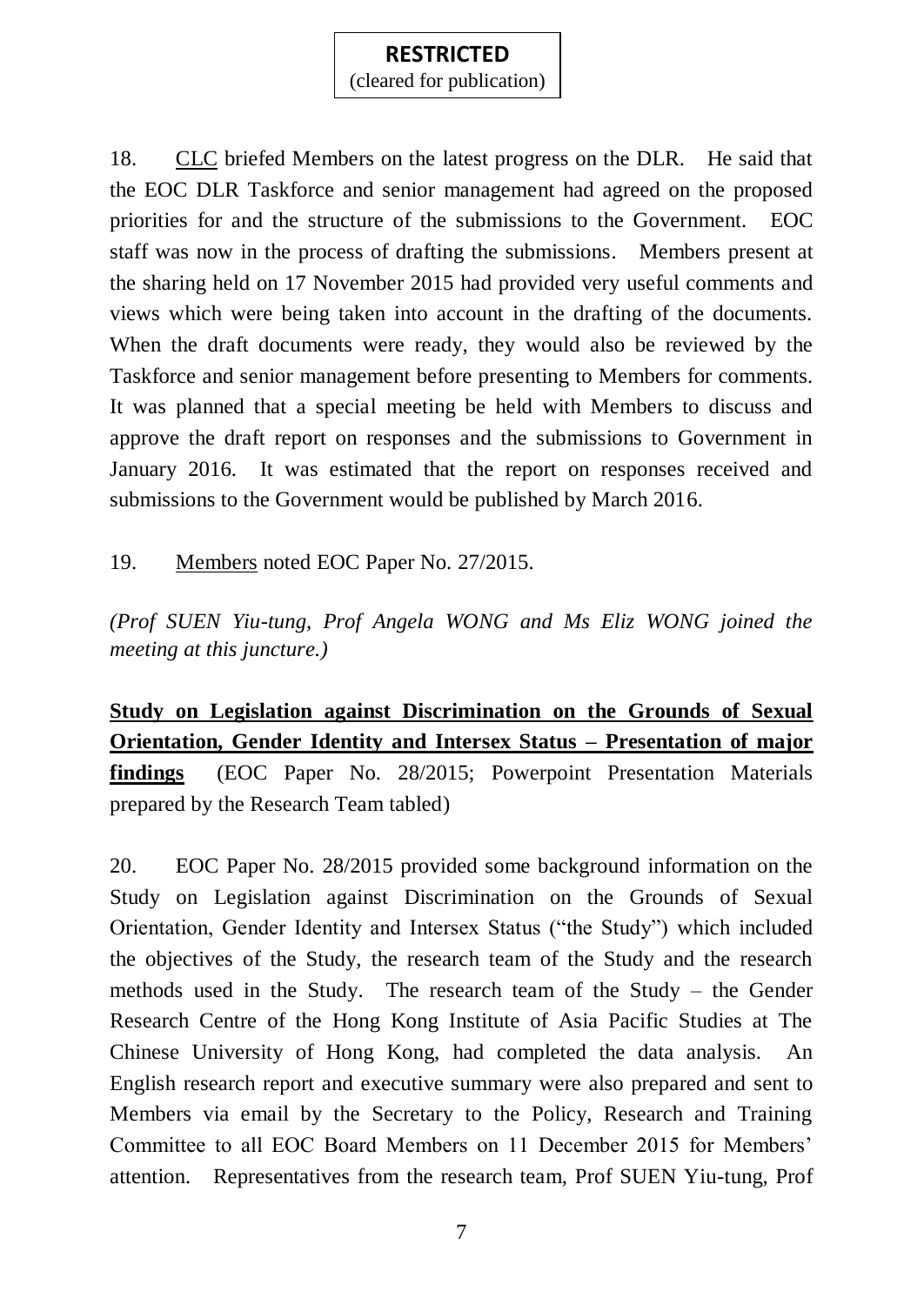**RESTRICTED**
(cleared for publication)

18. CLC briefed Members on the latest progress on the DLR. He said that the EOC DLR Taskforce and senior management had agreed on the proposed priorities for and the structure of the submissions to the Government. EOC staff was now in the process of drafting the submissions. Members present at the sharing held on 17 November 2015 had provided very useful comments and views which were being taken into account in the drafting of the documents. When the draft documents were ready, they would also be reviewed by the Taskforce and senior management before presenting to Members for comments. It was planned that a special meeting be held with Members to discuss and approve the draft report on responses and the submissions to Government in January 2016. It was estimated that the report on responses received and submissions to the Government would be published by March 2016.

19. Members noted EOC Paper No. 27/2015.

*(Prof SUEN Yiu-tung, Prof Angela WONG and Ms Eliz WONG joined the meeting at this juncture.)*

**Study on Legislation against Discrimination on the Grounds of Sexual Orientation, Gender Identity and Intersex Status – Presentation of major findings** (EOC Paper No. 28/2015; Powerpoint Presentation Materials prepared by the Research Team tabled)

20. EOC Paper No. 28/2015 provided some background information on the Study on Legislation against Discrimination on the Grounds of Sexual Orientation, Gender Identity and Intersex Status ("the Study") which included the objectives of the Study, the research team of the Study and the research methods used in the Study. The research team of the Study – the Gender Research Centre of the Hong Kong Institute of Asia Pacific Studies at The Chinese University of Hong Kong, had completed the data analysis. An English research report and executive summary were also prepared and sent to Members via email by the Secretary to the Policy, Research and Training Committee to all EOC Board Members on 11 December 2015 for Members' attention. Representatives from the research team, Prof SUEN Yiu-tung, Prof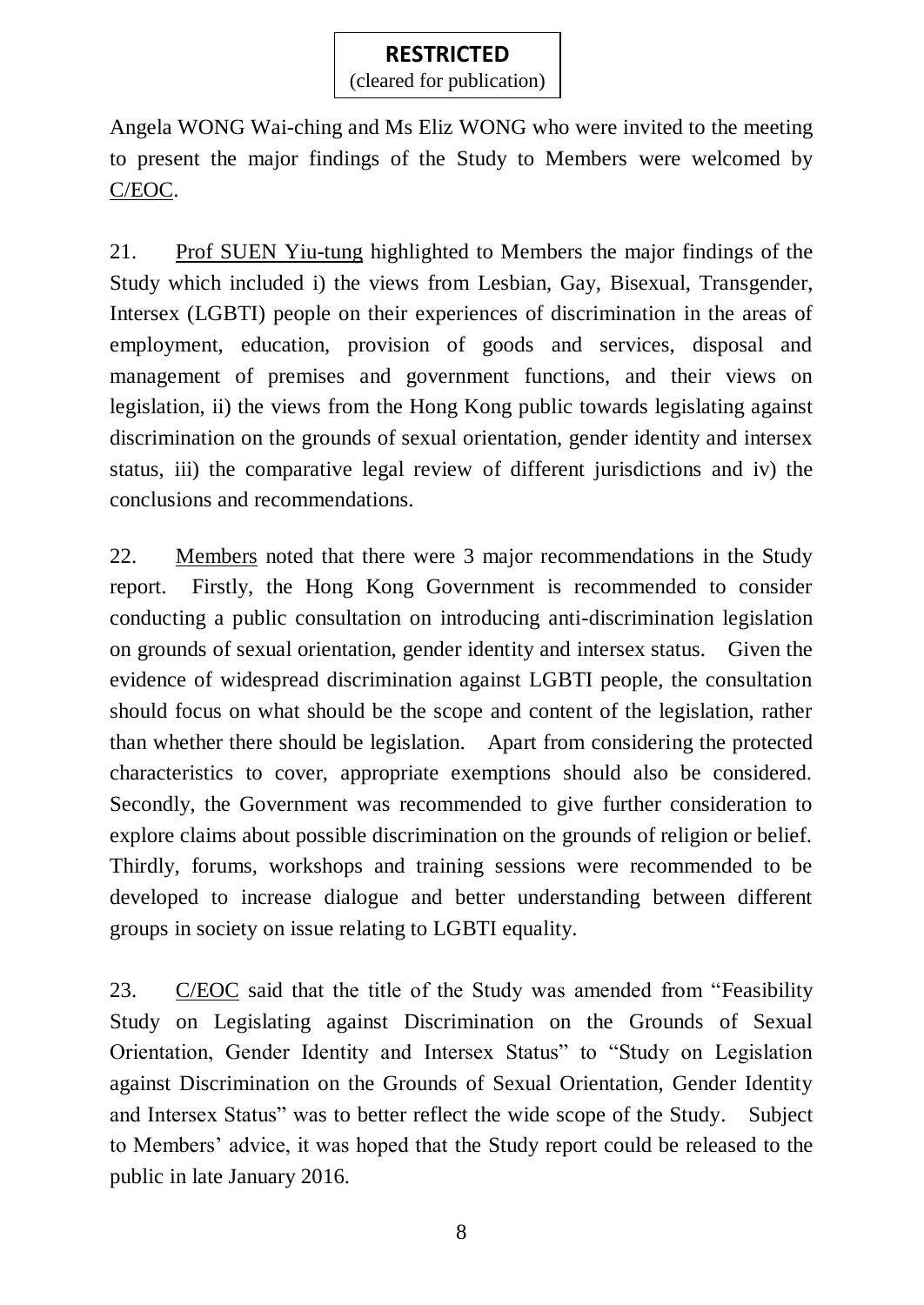Angela WONG Wai-ching and Ms Eliz WONG who were invited to the meeting to present the major findings of the Study to Members were welcomed by C/EOC.

21. Prof SUEN Yiu-tung highlighted to Members the major findings of the Study which included i) the views from Lesbian, Gay, Bisexual, Transgender, Intersex (LGBTI) people on their experiences of discrimination in the areas of employment, education, provision of goods and services, disposal and management of premises and government functions, and their views on legislation, ii) the views from the Hong Kong public towards legislating against discrimination on the grounds of sexual orientation, gender identity and intersex status, iii) the comparative legal review of different jurisdictions and iv) the conclusions and recommendations.

22. Members noted that there were 3 major recommendations in the Study report. Firstly, the Hong Kong Government is recommended to consider conducting a public consultation on introducing anti-discrimination legislation on grounds of sexual orientation, gender identity and intersex status. Given the evidence of widespread discrimination against LGBTI people, the consultation should focus on what should be the scope and content of the legislation, rather than whether there should be legislation. Apart from considering the protected characteristics to cover, appropriate exemptions should also be considered. Secondly, the Government was recommended to give further consideration to explore claims about possible discrimination on the grounds of religion or belief. Thirdly, forums, workshops and training sessions were recommended to be developed to increase dialogue and better understanding between different groups in society on issue relating to LGBTI equality.

23. C/EOC said that the title of the Study was amended from "Feasibility Study on Legislating against Discrimination on the Grounds of Sexual Orientation, Gender Identity and Intersex Status" to "Study on Legislation against Discrimination on the Grounds of Sexual Orientation, Gender Identity and Intersex Status" was to better reflect the wide scope of the Study. Subject to Members' advice, it was hoped that the Study report could be released to the public in late January 2016.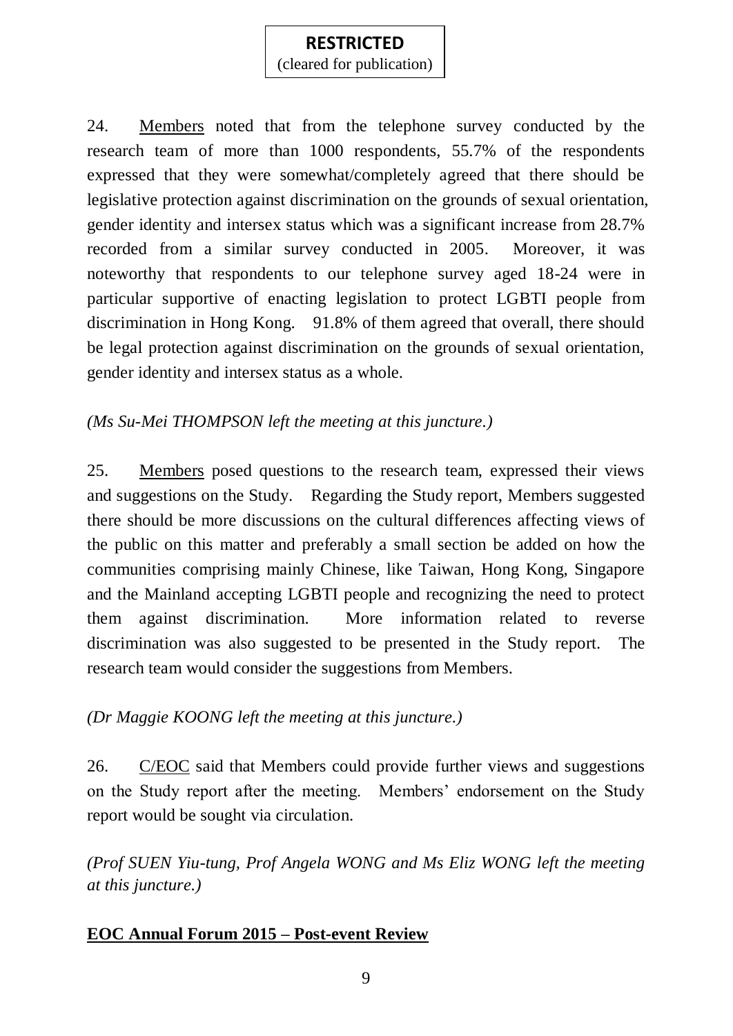**RESTRICTED**
(cleared for publication)

24. Members noted that from the telephone survey conducted by the research team of more than 1000 respondents, 55.7% of the respondents expressed that they were somewhat/completely agreed that there should be legislative protection against discrimination on the grounds of sexual orientation, gender identity and intersex status which was a significant increase from 28.7% recorded from a similar survey conducted in 2005. Moreover, it was noteworthy that respondents to our telephone survey aged 18-24 were in particular supportive of enacting legislation to protect LGBTI people from discrimination in Hong Kong. 91.8% of them agreed that overall, there should be legal protection against discrimination on the grounds of sexual orientation, gender identity and intersex status as a whole.

*(Ms Su-Mei THOMPSON left the meeting at this juncture.)*

25. Members posed questions to the research team, expressed their views and suggestions on the Study. Regarding the Study report, Members suggested there should be more discussions on the cultural differences affecting views of the public on this matter and preferably a small section be added on how the communities comprising mainly Chinese, like Taiwan, Hong Kong, Singapore and the Mainland accepting LGBTI people and recognizing the need to protect them against discrimination. More information related to reverse discrimination was also suggested to be presented in the Study report. The research team would consider the suggestions from Members.

*(Dr Maggie KOONG left the meeting at this juncture.)*

26. C/EOC said that Members could provide further views and suggestions on the Study report after the meeting. Members' endorsement on the Study report would be sought via circulation.

*(Prof SUEN Yiu-tung, Prof Angela WONG and Ms Eliz WONG left the meeting at this juncture.)*

**EOC Annual Forum 2015 – Post-event Review**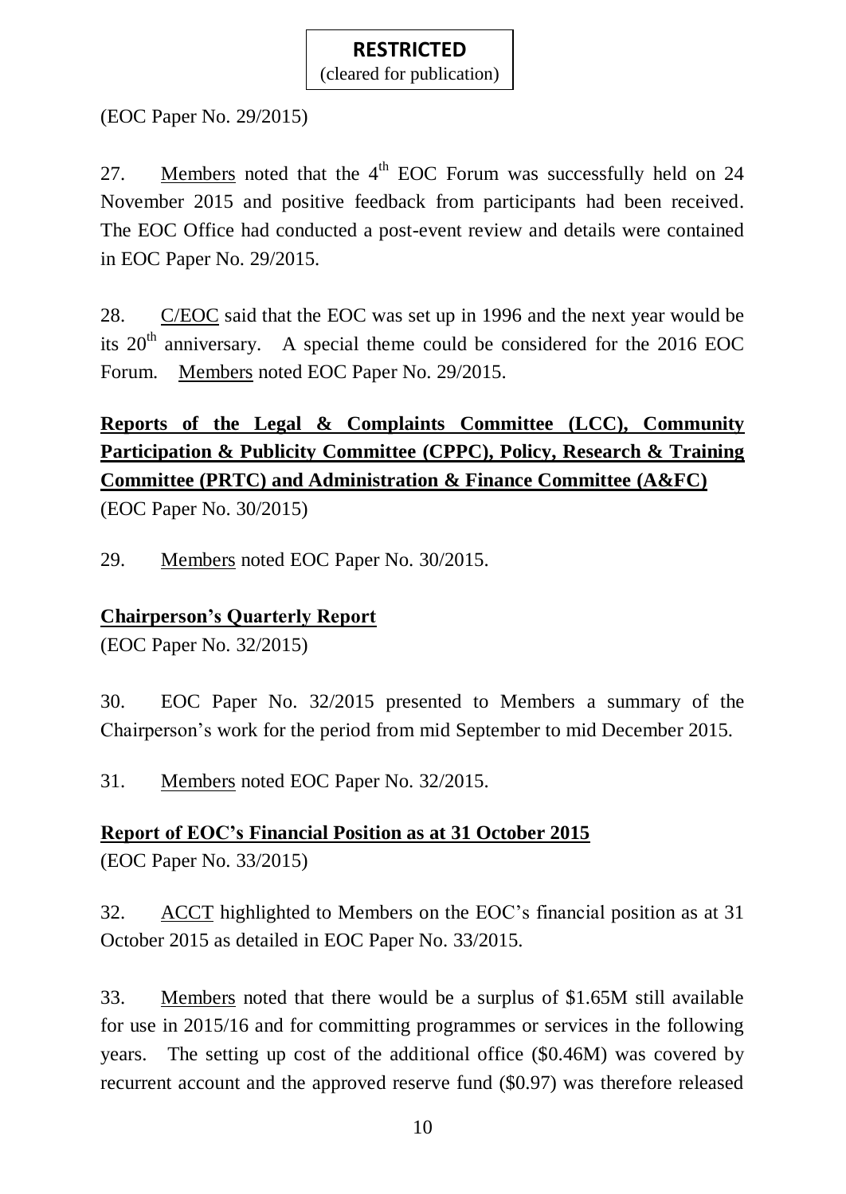(EOC Paper No. 29/2015)

27. Members noted that the 4th EOC Forum was successfully held on 24 November 2015 and positive feedback from participants had been received. The EOC Office had conducted a post-event review and details were contained in EOC Paper No. 29/2015.

28. C/EOC said that the EOC was set up in 1996 and the next year would be its 20th anniversary. A special theme could be considered for the 2016 EOC Forum. Members noted EOC Paper No. 29/2015.

**Reports of the Legal & Complaints Committee (LCC), Community Participation & Publicity Committee (CPPC), Policy, Research & Training Committee (PRTC) and Administration & Finance Committee (A&FC)**

(EOC Paper No. 30/2015)

29. Members noted EOC Paper No. 30/2015.

**Chairperson's Quarterly Report**

(EOC Paper No. 32/2015)

30. EOC Paper No. 32/2015 presented to Members a summary of the Chairperson's work for the period from mid September to mid December 2015.

31. Members noted EOC Paper No. 32/2015.

**Report of EOC's Financial Position as at 31 October 2015**

(EOC Paper No. 33/2015)

32. ACCT highlighted to Members on the EOC's financial position as at 31 October 2015 as detailed in EOC Paper No. 33/2015.

33. Members noted that there would be a surplus of $1.65M still available for use in 2015/16 and for committing programmes or services in the following years. The setting up cost of the additional office ($0.46M) was covered by recurrent account and the approved reserve fund ($0.97) was therefore released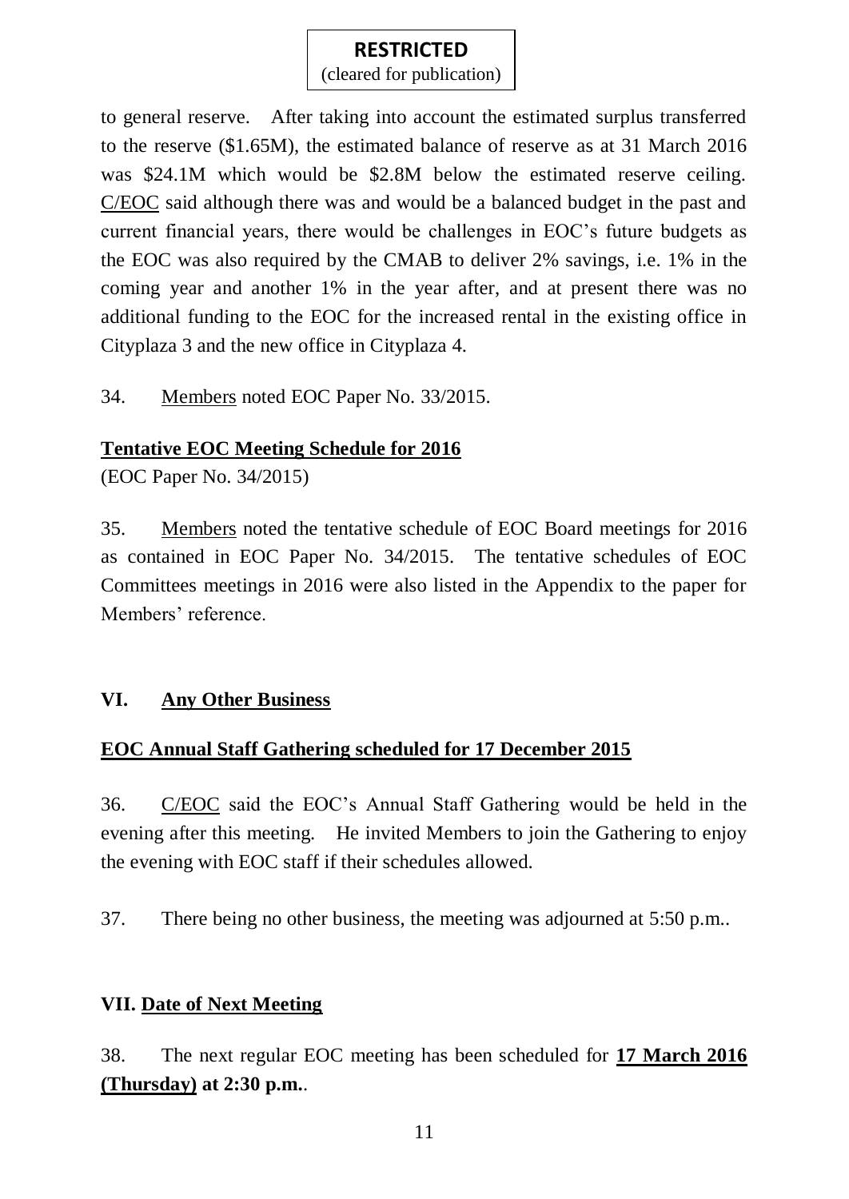to general reserve. After taking into account the estimated surplus transferred to the reserve ($1.65M), the estimated balance of reserve as at 31 March 2016 was $24.1M which would be $2.8M below the estimated reserve ceiling. C/EOC said although there was and would be a balanced budget in the past and current financial years, there would be challenges in EOC's future budgets as the EOC was also required by the CMAB to deliver 2% savings, i.e. 1% in the coming year and another 1% in the year after, and at present there was no additional funding to the EOC for the increased rental in the existing office in Cityplaza 3 and the new office in Cityplaza 4.

34. Members noted EOC Paper No. 33/2015.

**Tentative EOC Meeting Schedule for 2016**

(EOC Paper No. 34/2015)

35. Members noted the tentative schedule of EOC Board meetings for 2016 as contained in EOC Paper No. 34/2015. The tentative schedules of EOC Committees meetings in 2016 were also listed in the Appendix to the paper for Members' reference.

## VI. Any Other Business

**EOC Annual Staff Gathering scheduled for 17 December 2015**

36. C/EOC said the EOC's Annual Staff Gathering would be held in the evening after this meeting. He invited Members to join the Gathering to enjoy the evening with EOC staff if their schedules allowed.

37. There being no other business, the meeting was adjourned at 5:50 p.m..

## VII. Date of Next Meeting

38. The next regular EOC meeting has been scheduled for **17 March 2016 (Thursday) at 2:30 p.m.**.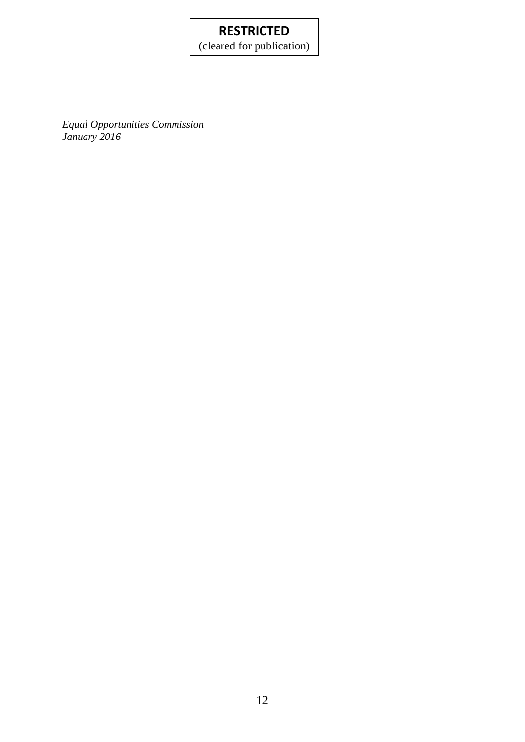---

*Equal Opportunities Commission*
*January 2016*